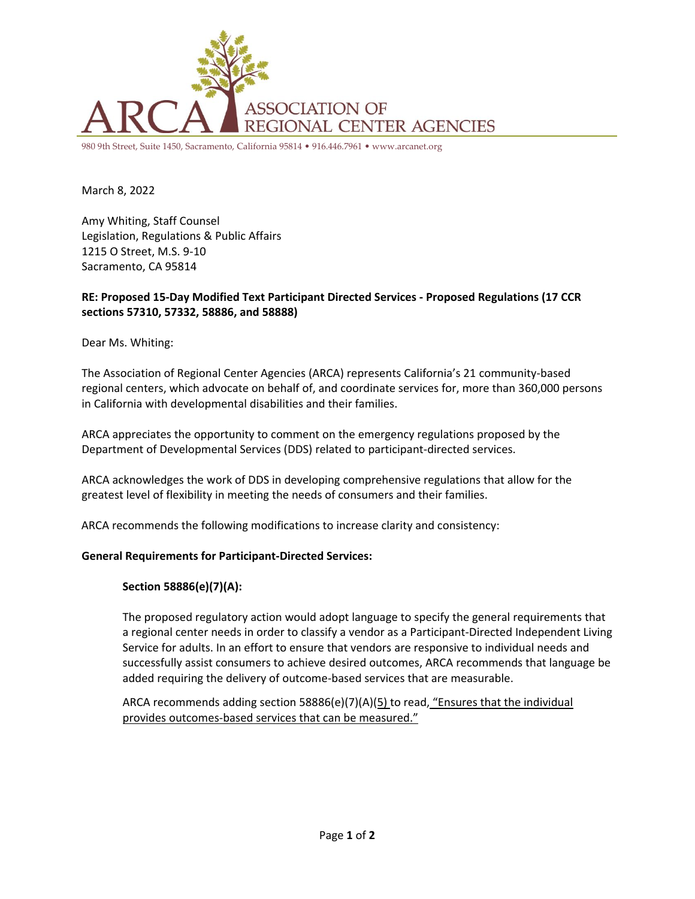ASSOCIATION OF REGIONAL CENTER AGENCIES

980 9th Street, Suite 1450, Sacramento, California 95814 • 916.446.7961 • www.arcanet.org

March 8, 2022

Amy Whiting, Staff Counsel
Legislation, Regulations & Public Affairs
1215 O Street, M.S. 9-10
Sacramento, CA 95814

**RE: Proposed 15-Day Modified Text Participant Directed Services - Proposed Regulations (17 CCR sections 57310, 57332, 58886, and 58888)**

Dear Ms. Whiting:

The Association of Regional Center Agencies (ARCA) represents California's 21 community-based regional centers, which advocate on behalf of, and coordinate services for, more than 360,000 persons in California with developmental disabilities and their families.

ARCA appreciates the opportunity to comment on the emergency regulations proposed by the Department of Developmental Services (DDS) related to participant-directed services.

ARCA acknowledges the work of DDS in developing comprehensive regulations that allow for the greatest level of flexibility in meeting the needs of consumers and their families.

ARCA recommends the following modifications to increase clarity and consistency:

**General Requirements for Participant-Directed Services:**

**Section 58886(e)(7)(A):**

The proposed regulatory action would adopt language to specify the general requirements that a regional center needs in order to classify a vendor as a Participant-Directed Independent Living Service for adults. In an effort to ensure that vendors are responsive to individual needs and successfully assist consumers to achieve desired outcomes, ARCA recommends that language be added requiring the delivery of outcome-based services that are measurable.

ARCA recommends adding section 58886(e)(7)(A)(<u>5)</u> to read, <u>"Ensures that the individual provides outcomes-based services that can be measured."</u>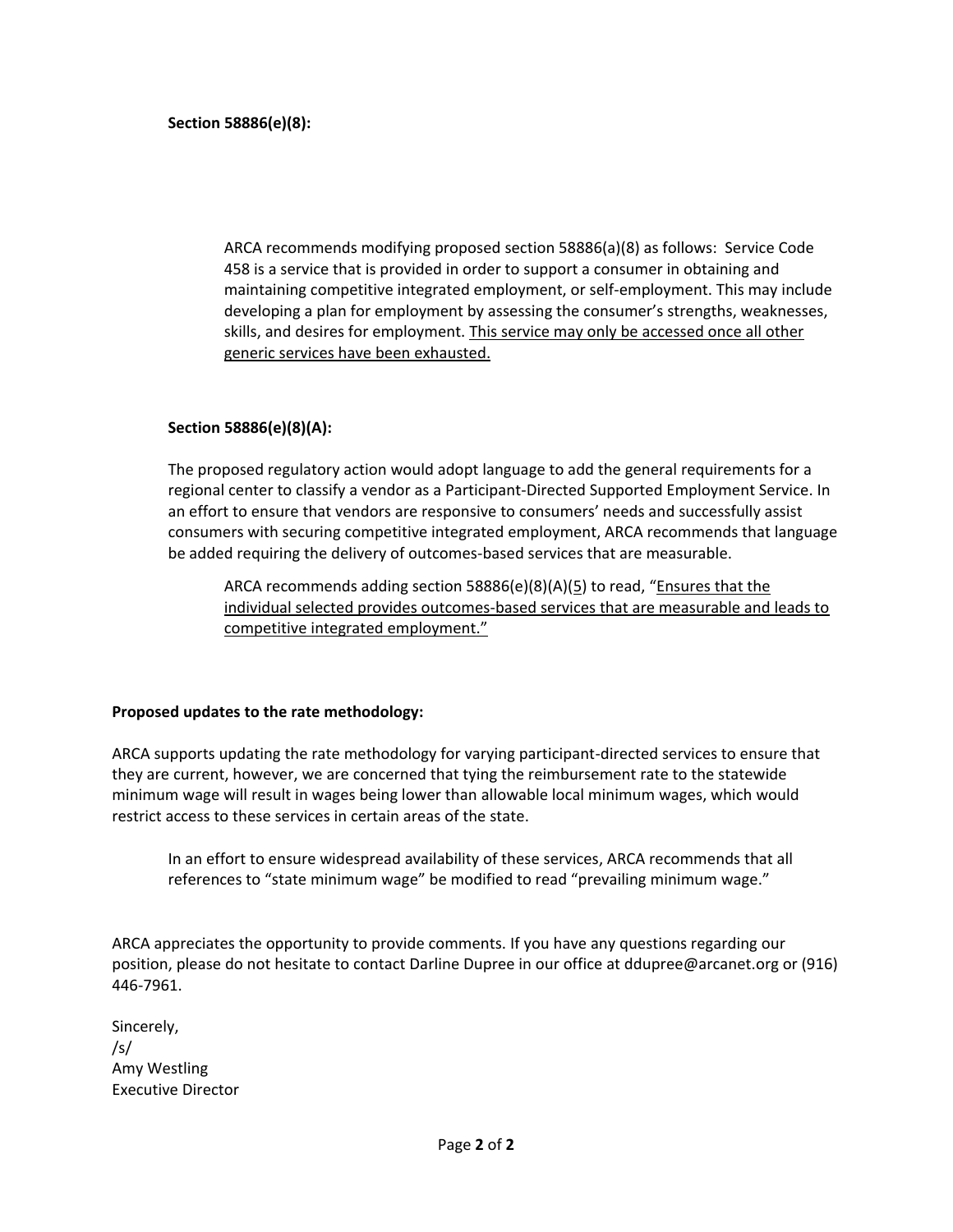**Section 58886(e)(8):**

ARCA recommends modifying proposed section 58886(a)(8) as follows: Service Code 458 is a service that is provided in order to support a consumer in obtaining and maintaining competitive integrated employment, or self-employment. This may include developing a plan for employment by assessing the consumer's strengths, weaknesses, skills, and desires for employment. <u>This service may only be accessed once all other generic services have been exhausted.</u>

**Section 58886(e)(8)(A):**

The proposed regulatory action would adopt language to add the general requirements for a regional center to classify a vendor as a Participant-Directed Supported Employment Service. In an effort to ensure that vendors are responsive to consumers' needs and successfully assist consumers with securing competitive integrated employment, ARCA recommends that language be added requiring the delivery of outcomes-based services that are measurable.

ARCA recommends adding section 58886(e)(8)(A)(<u>5</u>) to read, "<u>Ensures that the individual selected provides outcomes-based services that are measurable and leads to competitive integrated employment.</u>"

**Proposed updates to the rate methodology:**

ARCA supports updating the rate methodology for varying participant-directed services to ensure that they are current, however, we are concerned that tying the reimbursement rate to the statewide minimum wage will result in wages being lower than allowable local minimum wages, which would restrict access to these services in certain areas of the state.

In an effort to ensure widespread availability of these services, ARCA recommends that all references to "state minimum wage" be modified to read "prevailing minimum wage."

ARCA appreciates the opportunity to provide comments. If you have any questions regarding our position, please do not hesitate to contact Darline Dupree in our office at ddupree@arcanet.org or (916) 446-7961.

Sincerely,
/s/
Amy Westling
Executive Director